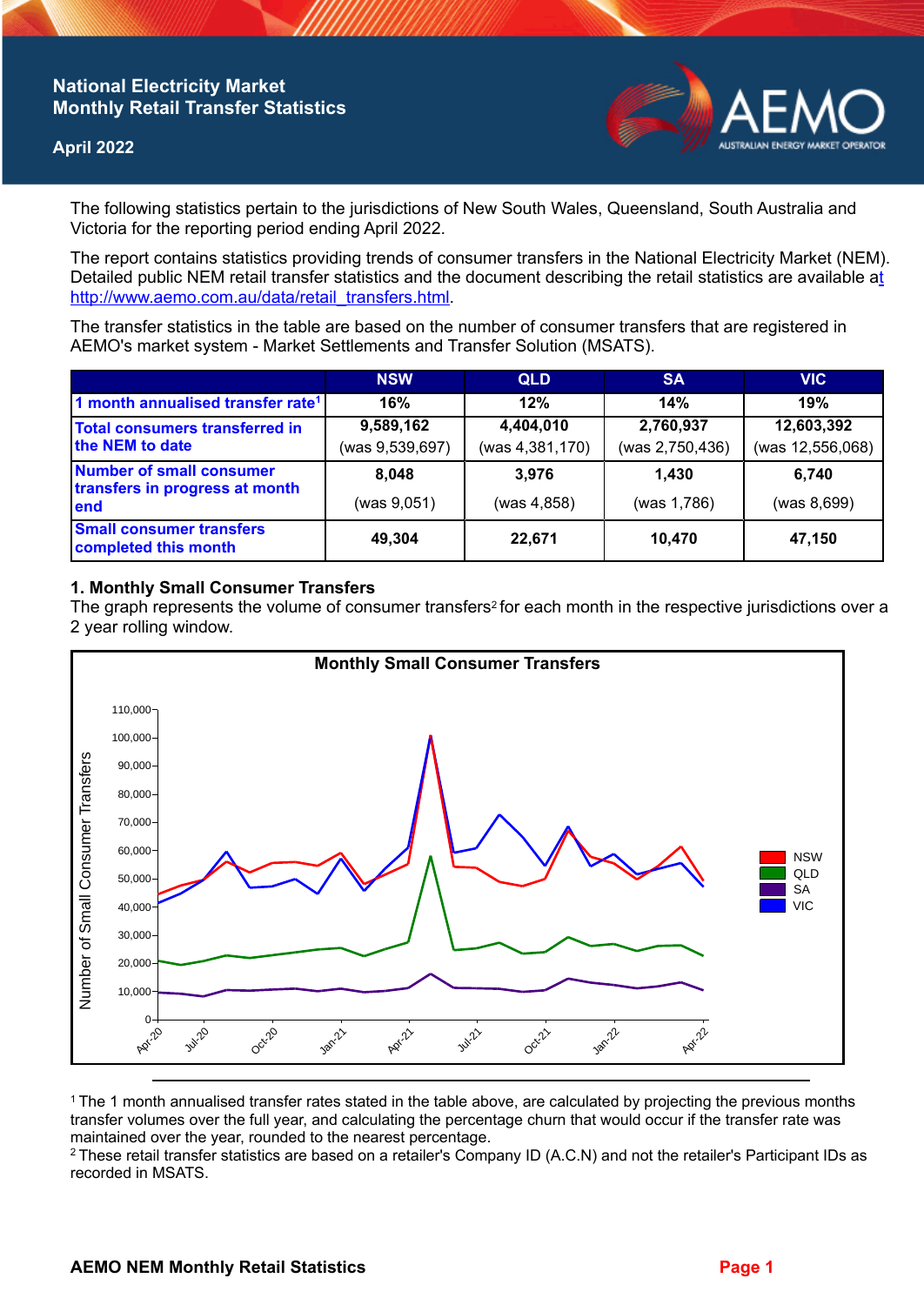# National Electricity Market Monthly Retail Transfer Statistics

April 2022

The following statistics pertain to the jurisdictions of New South Wales, Queensland, South Australia and Victoria for the reporting period ending April 2022.

The report contains statistics providing trends of consumer transfers in the National Electricity Market (NEM). Detailed public NEM retail transfer statistics and the document describing the retail statistics are available at http://www.aemo.com.au/data/retail_transfers.html.

The transfer statistics in the table are based on the number of consumer transfers that are registered in AEMO's market system - Market Settlements and Transfer Solution (MSATS).

| | NSW | QLD | SA | VIC |
|---|---|---|---|---|
| 1 month annualised transfer rate[1] | 16% | 12% | 14% | 19% |
| Total consumers transferred in the NEM to date | 9,589,162 (was 9,539,697) | 4,404,010 (was 4,381,170) | 2,760,937 (was 2,750,436) | 12,603,392 (was 12,556,068) |
| Number of small consumer transfers in progress at month end | 8,048 (was 9,051) | 3,976 (was 4,858) | 1,430 (was 1,786) | 6,740 (was 8,699) |
| Small consumer transfers completed this month | 49,304 | 22,671 | 10,470 | 47,150 |

## 1. Monthly Small Consumer Transfers

The graph represents the volume of consumer transfers[2] for each month in the respective jurisdictions over a 2 year rolling window.

Monthly Small Consumer Transfers

Number of Small Consumer Transfers

110,000
100,000
90,000
80,000
70,000
60,000
50,000
40,000
30,000
20,000
10,000
0

Apr-20, Jul-20, Oct-20, Jan-21, Apr-21, Jul-21, Oct-21, Jan-22, Apr-22

NSW
QLD
SA
VIC

[1] The 1 month annualised transfer rates stated in the table above, are calculated by projecting the previous months transfer volumes over the full year, and calculating the percentage churn that would occur if the transfer rate was maintained over the year, rounded to the nearest percentage.

[2] These retail transfer statistics are based on a retailer's Company ID (A.C.N) and not the retailer's Participant IDs as recorded in MSATS.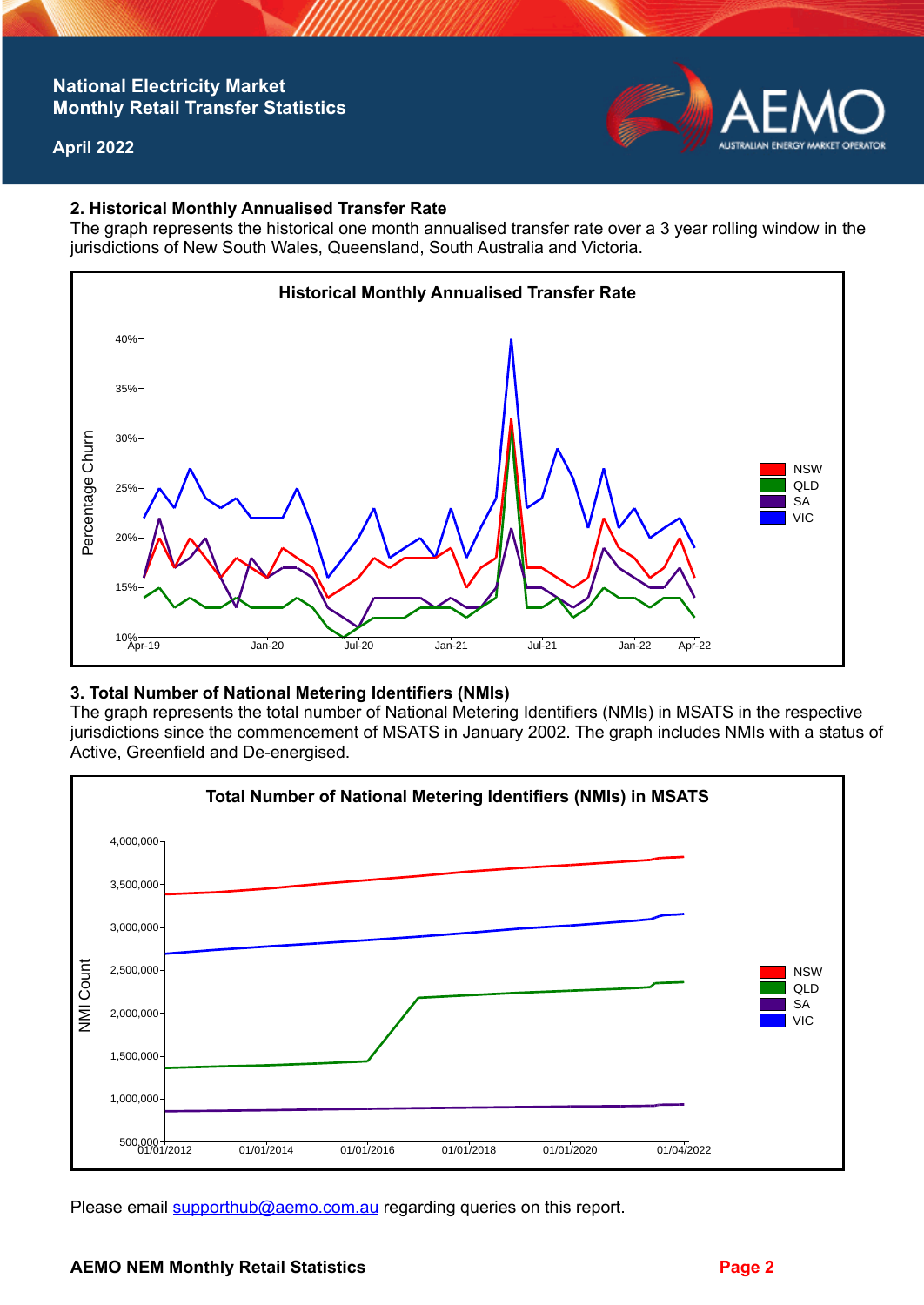National Electricity Market
Monthly Retail Transfer Statistics

April 2022

## 2. Historical Monthly Annualised Transfer Rate

The graph represents the historical one month annualised transfer rate over a 3 year rolling window in the jurisdictions of New South Wales, Queensland, South Australia and Victoria.

Historical Monthly Annualised Transfer Rate

Percentage Churn

40%
35%
30%
25%
20%
15%
10%

Apr-19
Jan-20
Jul-20
Jan-21
Jul-21
Jan-22
Apr-22

NSW
QLD
SA
VIC

## 3. Total Number of National Metering Identifiers (NMIs)

The graph represents the total number of National Metering Identifiers (NMIs) in MSATS in the respective jurisdictions since the commencement of MSATS in January 2002. The graph includes NMIs with a status of Active, Greenfield and De-energised.

Total Number of National Metering Identifiers (NMIs) in MSATS

NMI Count

4,000,000
3,500,000
3,000,000
2,500,000
2,000,000
1,500,000
1,000,000
500,000

01/01/2012
01/01/2014
01/01/2016
01/01/2018
01/01/2020
01/04/2022

NSW
QLD
SA
VIC

Please email supporthub@aemo.com.au regarding queries on this report.